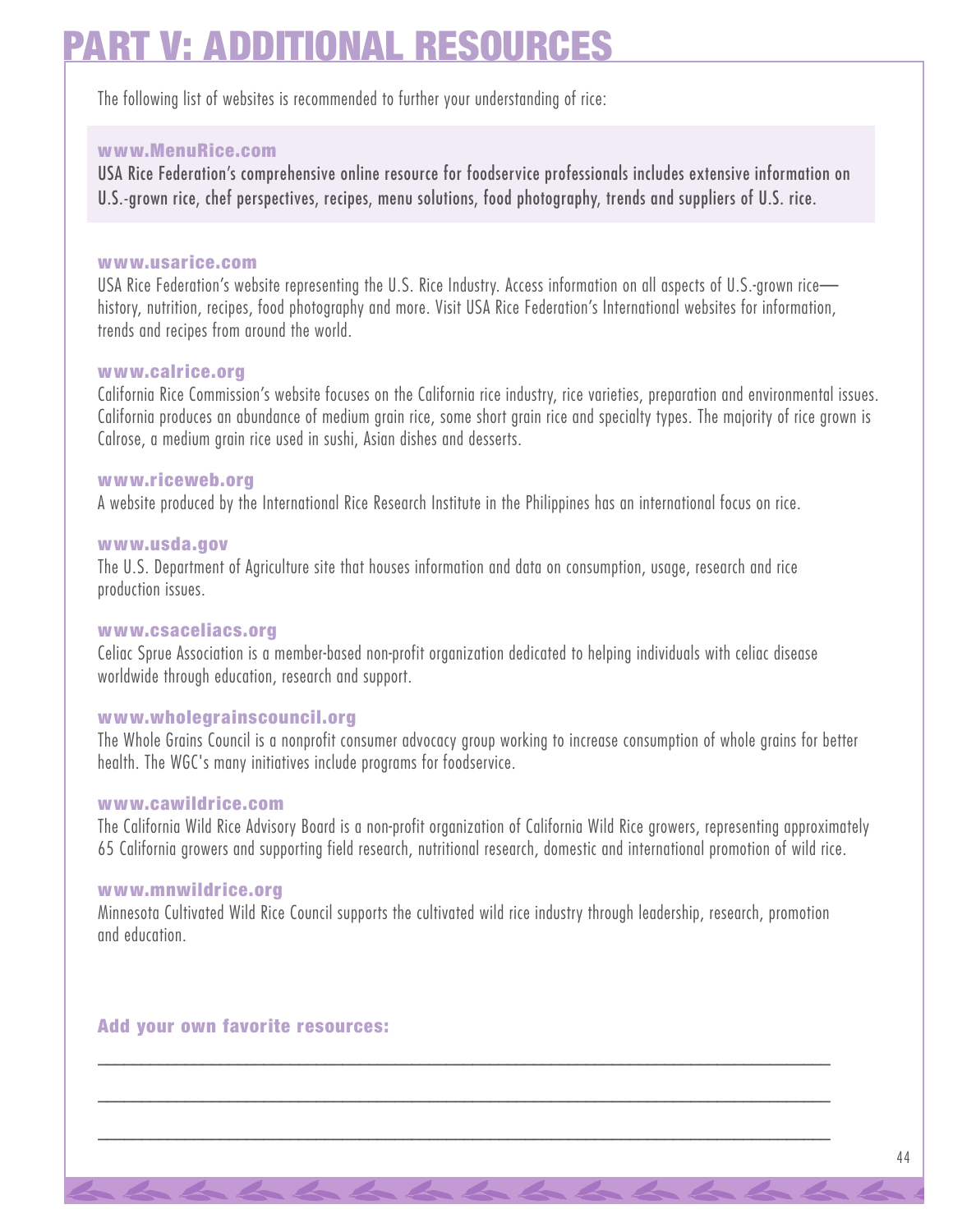# PART V: ADDITIONAL RESOURCES

The following list of websites is recommended to further your understanding of rice:

**www.MenuRice.com**
USA Rice Federation's comprehensive online resource for foodservice professionals includes extensive information on U.S.-grown rice, chef perspectives, recipes, menu solutions, food photography, trends and suppliers of U.S. rice.

**www.usarice.com**
USA Rice Federation's website representing the U.S. Rice Industry. Access information on all aspects of U.S.-grown rice—history, nutrition, recipes, food photography and more. Visit USA Rice Federation's International websites for information, trends and recipes from around the world.

**www.calrice.org**
California Rice Commission's website focuses on the California rice industry, rice varieties, preparation and environmental issues. California produces an abundance of medium grain rice, some short grain rice and specialty types. The majority of rice grown is Calrose, a medium grain rice used in sushi, Asian dishes and desserts.

**www.riceweb.org**
A website produced by the International Rice Research Institute in the Philippines has an international focus on rice.

**www.usda.gov**
The U.S. Department of Agriculture site that houses information and data on consumption, usage, research and rice production issues.

**www.csaceliacs.org**
Celiac Sprue Association is a member-based non-profit organization dedicated to helping individuals with celiac disease worldwide through education, research and support.

**www.wholegrainscouncil.org**
The Whole Grains Council is a nonprofit consumer advocacy group working to increase consumption of whole grains for better health. The WGC's many initiatives include programs for foodservice.

**www.cawildrice.com**
The California Wild Rice Advisory Board is a non-profit organization of California Wild Rice growers, representing approximately 65 California growers and supporting field research, nutritional research, domestic and international promotion of wild rice.

**www.mnwildrice.org**
Minnesota Cultivated Wild Rice Council supports the cultivated wild rice industry through leadership, research, promotion and education.

**Add your own favorite resources:**

______________________________________________________________________________

______________________________________________________________________________

______________________________________________________________________________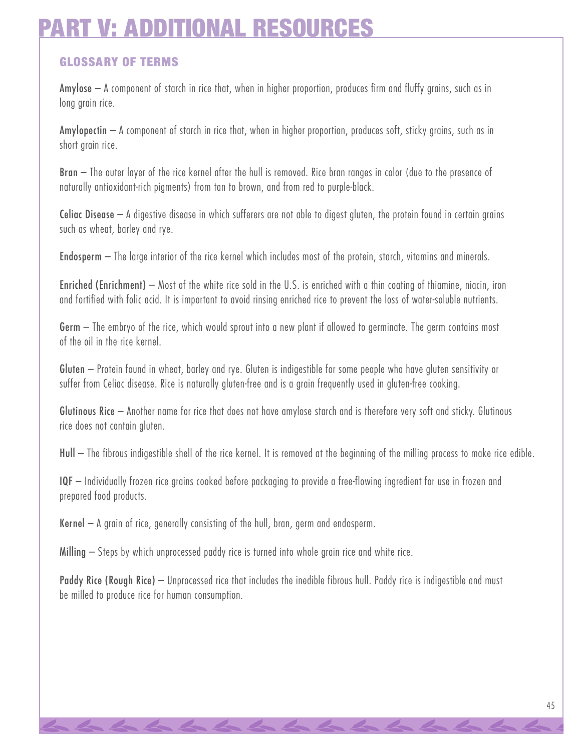# PART V: ADDITIONAL RESOURCES

## GLOSSARY OF TERMS

**Amylose** – A component of starch in rice that, when in higher proportion, produces firm and fluffy grains, such as in long grain rice.

**Amylopectin** – A component of starch in rice that, when in higher proportion, produces soft, sticky grains, such as in short grain rice.

**Bran** – The outer layer of the rice kernel after the hull is removed. Rice bran ranges in color (due to the presence of naturally antioxidant-rich pigments) from tan to brown, and from red to purple-black.

**Celiac Disease** – A digestive disease in which sufferers are not able to digest gluten, the protein found in certain grains such as wheat, barley and rye.

**Endosperm** – The large interior of the rice kernel which includes most of the protein, starch, vitamins and minerals.

**Enriched (Enrichment)** – Most of the white rice sold in the U.S. is enriched with a thin coating of thiamine, niacin, iron and fortified with folic acid. It is important to avoid rinsing enriched rice to prevent the loss of water-soluble nutrients.

**Germ** – The embryo of the rice, which would sprout into a new plant if allowed to germinate. The germ contains most of the oil in the rice kernel.

**Gluten** – Protein found in wheat, barley and rye. Gluten is indigestible for some people who have gluten sensitivity or suffer from Celiac disease. Rice is naturally gluten-free and is a grain frequently used in gluten-free cooking.

**Glutinous Rice** – Another name for rice that does not have amylose starch and is therefore very soft and sticky. Glutinous rice does not contain gluten.

**Hull** – The fibrous indigestible shell of the rice kernel. It is removed at the beginning of the milling process to make rice edible.

**IQF** – Individually frozen rice grains cooked before packaging to provide a free-flowing ingredient for use in frozen and prepared food products.

**Kernel** – A grain of rice, generally consisting of the hull, bran, germ and endosperm.

**Milling** – Steps by which unprocessed paddy rice is turned into whole grain rice and white rice.

**Paddy Rice (Rough Rice)** – Unprocessed rice that includes the inedible fibrous hull. Paddy rice is indigestible and must be milled to produce rice for human consumption.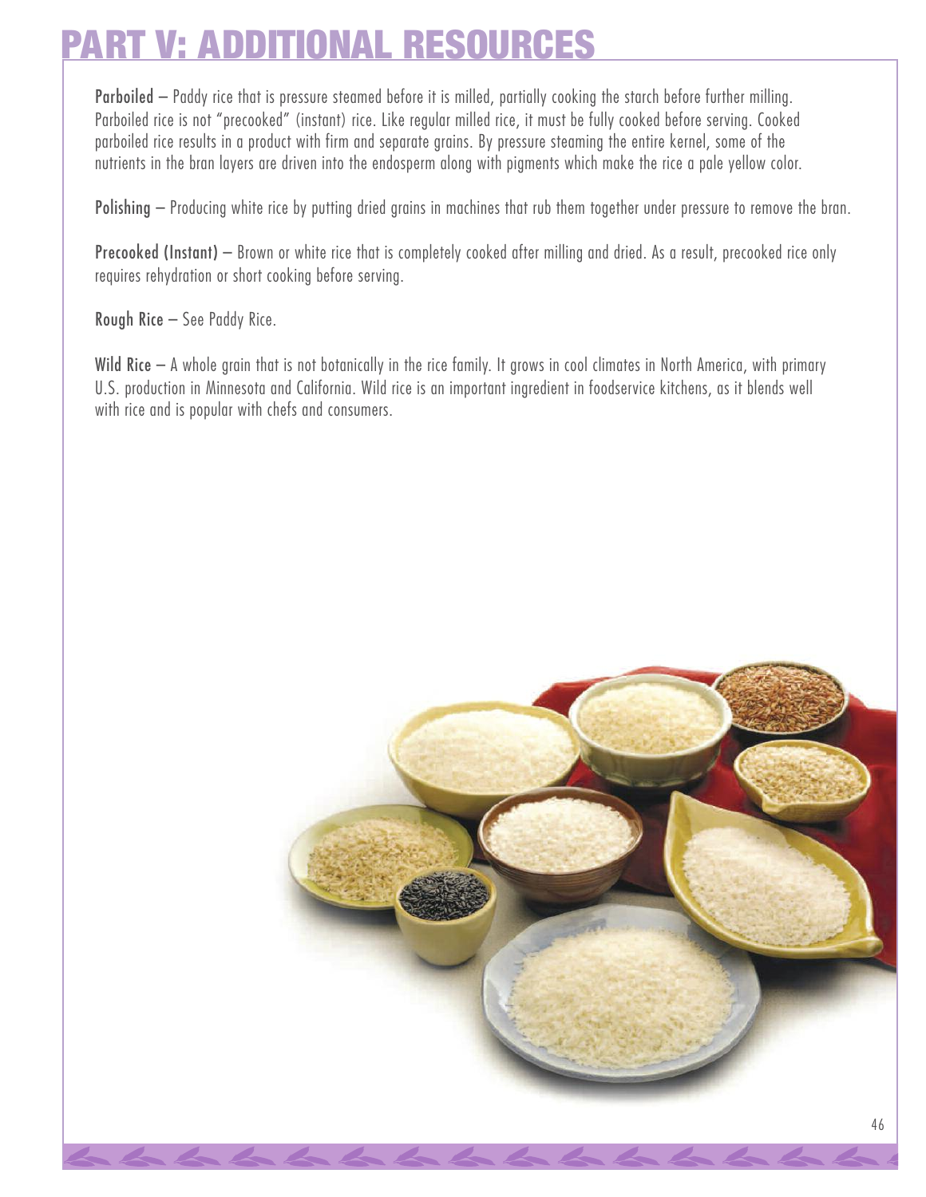# PART V: ADDITIONAL RESOURCES

**Parboiled** – Paddy rice that is pressure steamed before it is milled, partially cooking the starch before further milling. Parboiled rice is not "precooked" (instant) rice. Like regular milled rice, it must be fully cooked before serving. Cooked parboiled rice results in a product with firm and separate grains. By pressure steaming the entire kernel, some of the nutrients in the bran layers are driven into the endosperm along with pigments which make the rice a pale yellow color.

**Polishing** – Producing white rice by putting dried grains in machines that rub them together under pressure to remove the bran.

**Precooked (Instant)** – Brown or white rice that is completely cooked after milling and dried. As a result, precooked rice only requires rehydration or short cooking before serving.

**Rough Rice** – See Paddy Rice.

**Wild Rice** – A whole grain that is not botanically in the rice family. It grows in cool climates in North America, with primary U.S. production in Minnesota and California. Wild rice is an important ingredient in foodservice kitchens, as it blends well with rice and is popular with chefs and consumers.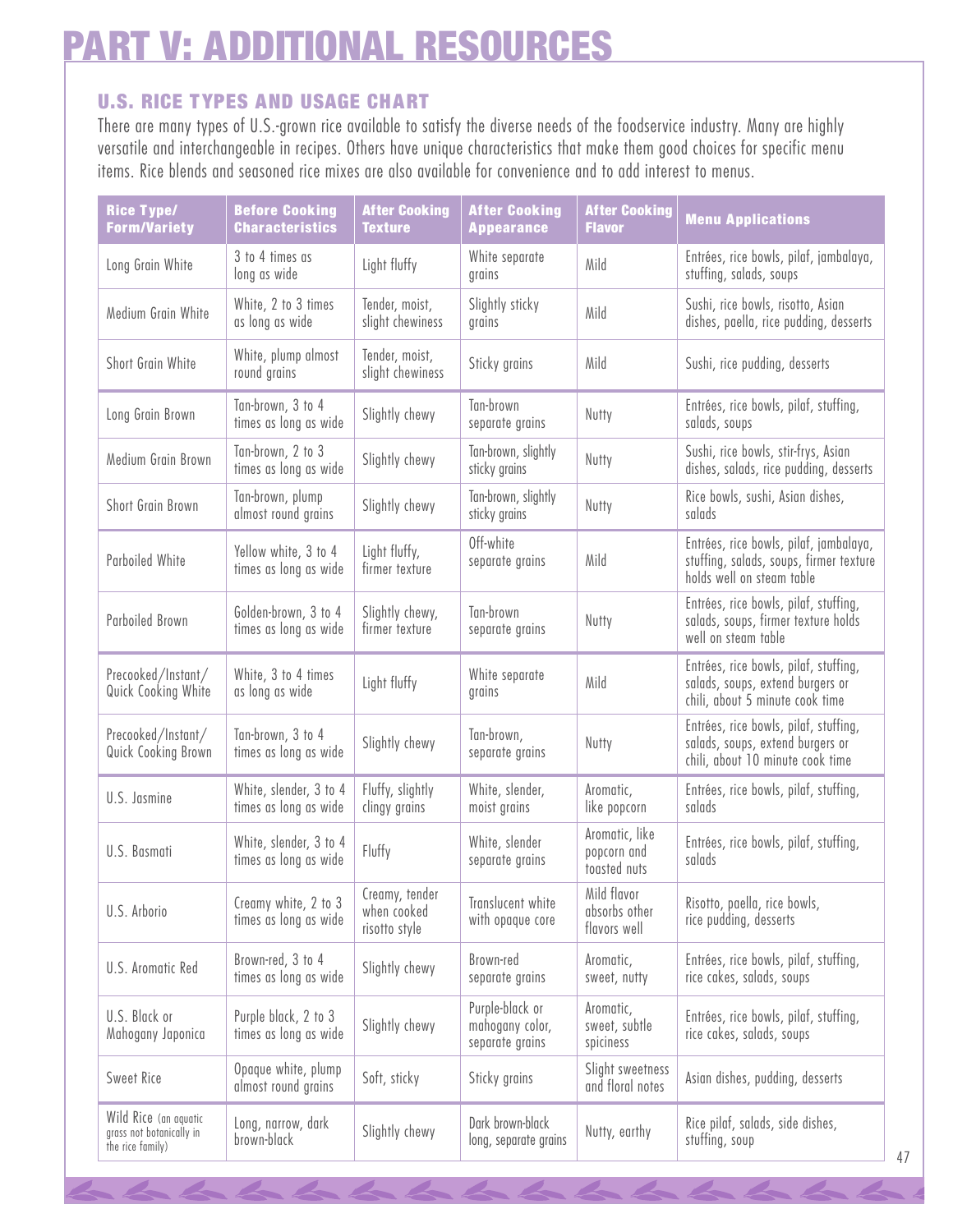# PART V: ADDITIONAL RESOURCES

## U.S. RICE TYPES AND USAGE CHART

There are many types of U.S.-grown rice available to satisfy the diverse needs of the foodservice industry. Many are highly versatile and interchangeable in recipes. Others have unique characteristics that make them good choices for specific menu items. Rice blends and seasoned rice mixes are also available for convenience and to add interest to menus.

| Rice Type/ Form/Variety | Before Cooking Characteristics | After Cooking Texture | After Cooking Appearance | After Cooking Flavor | Menu Applications |
|---|---|---|---|---|---|
| Long Grain White | 3 to 4 times as long as wide | Light fluffy | White separate grains | Mild | Entrées, rice bowls, pilaf, jambalaya, stuffing, salads, soups |
| Medium Grain White | White, 2 to 3 times as long as wide | Tender, moist, slight chewiness | Slightly sticky grains | Mild | Sushi, rice bowls, risotto, Asian dishes, paella, rice pudding, desserts |
| Short Grain White | White, plump almost round grains | Tender, moist, slight chewiness | Sticky grains | Mild | Sushi, rice pudding, desserts |
| Long Grain Brown | Tan-brown, 3 to 4 times as long as wide | Slightly chewy | Tan-brown separate grains | Nutty | Entrées, rice bowls, pilaf, stuffing, salads, soups |
| Medium Grain Brown | Tan-brown, 2 to 3 times as long as wide | Slightly chewy | Tan-brown, slightly sticky grains | Nutty | Sushi, rice bowls, stir-frys, Asian dishes, salads, rice pudding, desserts |
| Short Grain Brown | Tan-brown, plump almost round grains | Slightly chewy | Tan-brown, slightly sticky grains | Nutty | Rice bowls, sushi, Asian dishes, salads |
| Parboiled White | Yellow white, 3 to 4 times as long as wide | Light fluffy, firmer texture | Off-white separate grains | Mild | Entrées, rice bowls, pilaf, jambalaya, stuffing, salads, soups, firmer texture holds well on steam table |
| Parboiled Brown | Golden-brown, 3 to 4 times as long as wide | Slightly chewy, firmer texture | Tan-brown separate grains | Nutty | Entrées, rice bowls, pilaf, stuffing, salads, soups, firmer texture holds well on steam table |
| Precooked/Instant/ Quick Cooking White | White, 3 to 4 times as long as wide | Light fluffy | White separate grains | Mild | Entrées, rice bowls, pilaf, stuffing, salads, soups, extend burgers or chili, about 5 minute cook time |
| Precooked/Instant/ Quick Cooking Brown | Tan-brown, 3 to 4 times as long as wide | Slightly chewy | Tan-brown, separate grains | Nutty | Entrées, rice bowls, pilaf, stuffing, salads, soups, extend burgers or chili, about 10 minute cook time |
| U.S. Jasmine | White, slender, 3 to 4 times as long as wide | Fluffy, slightly clingy grains | White, slender, moist grains | Aromatic, like popcorn | Entrées, rice bowls, pilaf, stuffing, salads |
| U.S. Basmati | White, slender, 3 to 4 times as long as wide | Fluffy | White, slender separate grains | Aromatic, like popcorn and toasted nuts | Entrées, rice bowls, pilaf, stuffing, salads |
| U.S. Arborio | Creamy white, 2 to 3 times as long as wide | Creamy, tender when cooked risotto style | Translucent white with opaque core | Mild flavor absorbs other flavors well | Risotto, paella, rice bowls, rice pudding, desserts |
| U.S. Aromatic Red | Brown-red, 3 to 4 times as long as wide | Slightly chewy | Brown-red separate grains | Aromatic, sweet, nutty | Entrées, rice bowls, pilaf, stuffing, rice cakes, salads, soups |
| U.S. Black or Mahogany Japonica | Purple black, 2 to 3 times as long as wide | Slightly chewy | Purple-black or mahogany color, separate grains | Aromatic, sweet, subtle spiciness | Entrées, rice bowls, pilaf, stuffing, rice cakes, salads, soups |
| Sweet Rice | Opaque white, plump almost round grains | Soft, sticky | Sticky grains | Slight sweetness and floral notes | Asian dishes, pudding, desserts |
| Wild Rice (an aquatic grass not botanically in the rice family) | Long, narrow, dark brown-black | Slightly chewy | Dark brown-black long, separate grains | Nutty, earthy | Rice pilaf, salads, side dishes, stuffing, soup |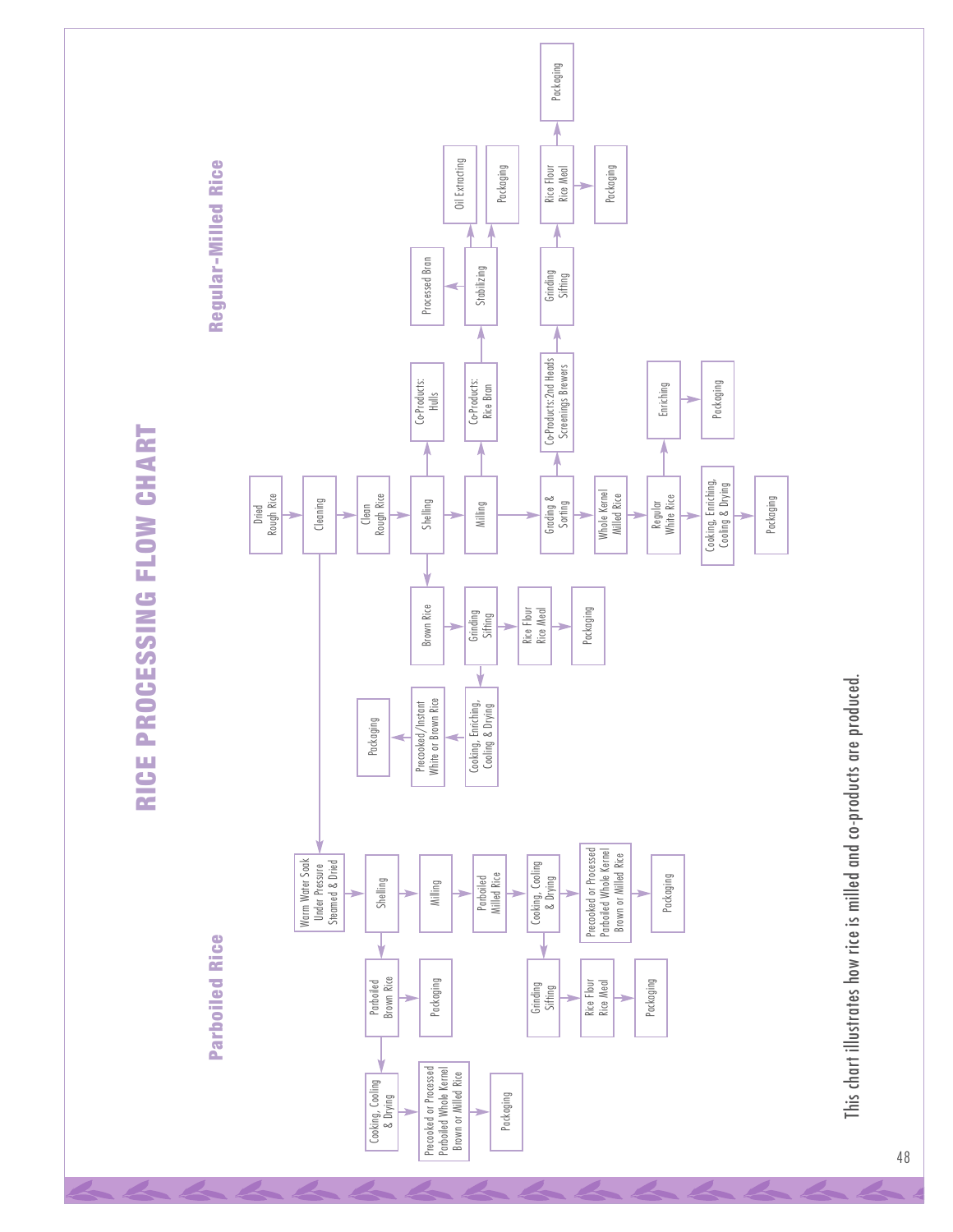# RICE PROCESSING FLOW CHART

## Regular-Milled Rice

- Dried Rough Rice → Cleaning → Clean Rough Rice → Shelling
- Shelling → Co-Products: Hulls
- Shelling → Milling
- Milling → Co-Products: Rice Bran → Stabilizing
  - Stabilizing → Processed Bran
  - Stabilizing → Oil Extracting
  - Stabilizing → Packaging
- Milling → Grading & Sorting
  - Grading & Sorting → Co-Products: 2nd Heads Screenings Brewers → Grinding Sifting → Rice Flour Rice Meal → Packaging
  - Grading & Sorting → Whole Kernel Milled Rice → Regular White Rice
    - Regular White Rice → Enriching → Packaging
    - Regular White Rice → Cooking, Enriching, Cooling & Drying → Packaging
- Shelling → Brown Rice
  - Brown Rice → Grinding Sifting → Rice Flour Rice Meal → Packaging
  - Brown Rice → Cooking, Enriching, Cooling & Drying → Precooked/Instant White or Brown Rice → Packaging

## Parboiled Rice

- Cleaning → Warm Water Soak Under Pressure Steamed & Dried → Shelling
- Shelling → Milling → Parboiled Milled Rice → Cooking, Cooling & Drying
  - Cooking, Cooling & Drying → Precooked or Processed Parboiled Whole Kernel Brown or Milled Rice → Packaging
  - Cooking, Cooling & Drying → Grinding Sifting → Rice Flour Rice Meal → Packaging
- Shelling → Parboiled Brown Rice
  - Parboiled Brown Rice → Packaging
  - Parboiled Brown Rice → Cooking, Cooling & Drying → Precooked or Processed Parboiled Whole Kernel Brown or Milled Rice → Packaging

This chart illustrates how rice is milled and co-products are produced.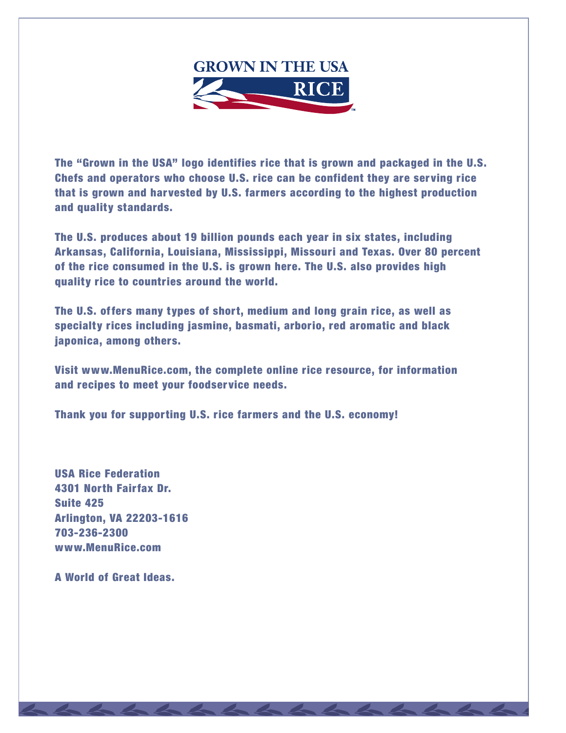GROWN IN THE USA

RICE

The “Grown in the USA” logo identifies rice that is grown and packaged in the U.S. Chefs and operators who choose U.S. rice can be confident they are serving rice that is grown and harvested by U.S. farmers according to the highest production and quality standards.

The U.S. produces about 19 billion pounds each year in six states, including Arkansas, California, Louisiana, Mississippi, Missouri and Texas. Over 80 percent of the rice consumed in the U.S. is grown here. The U.S. also provides high quality rice to countries around the world.

The U.S. offers many types of short, medium and long grain rice, as well as specialty rices including jasmine, basmati, arborio, red aromatic and black japonica, among others.

Visit www.MenuRice.com, the complete online rice resource, for information and recipes to meet your foodservice needs.

Thank you for supporting U.S. rice farmers and the U.S. economy!

USA Rice Federation
4301 North Fairfax Dr.
Suite 425
Arlington, VA 22203-1616
703-236-2300
www.MenuRice.com

A World of Great Ideas.